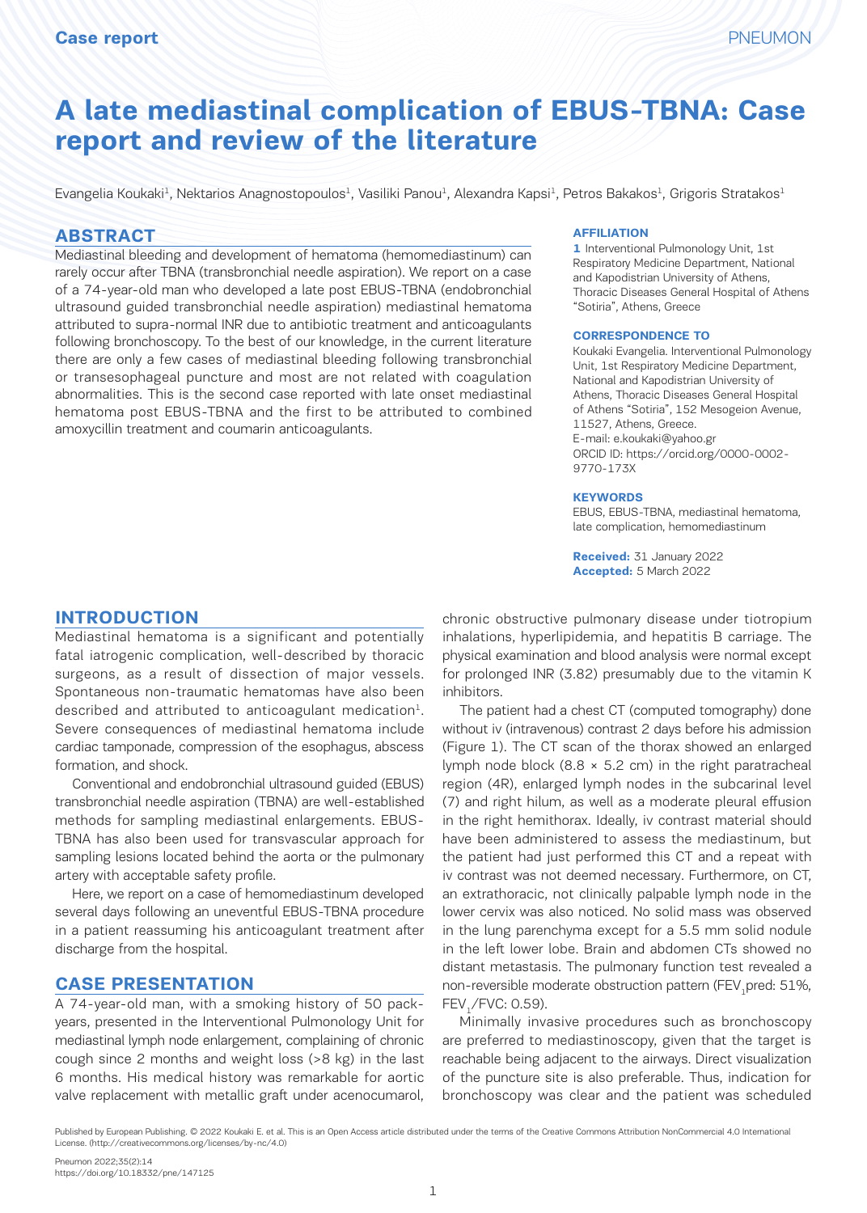Case report

# A late mediastinal complication of EBUS-TBNA: Case report and review of the literature

Evangelia Koukaki[1], Nektarios Anagnostopoulos[1], Vasiliki Panou[1], Alexandra Kapsi[1], Petros Bakakos[1], Grigoris Stratakos[1]

## ABSTRACT

Mediastinal bleeding and development of hematoma (hemomediastinum) can rarely occur after TBNA (transbronchial needle aspiration). We report on a case of a 74-year-old man who developed a late post EBUS-TBNA (endobronchial ultrasound guided transbronchial needle aspiration) mediastinal hematoma attributed to supra-normal INR due to antibiotic treatment and anticoagulants following bronchoscopy. To the best of our knowledge, in the current literature there are only a few cases of mediastinal bleeding following transbronchial or transesophageal puncture and most are not related with coagulation abnormalities. This is the second case reported with late onset mediastinal hematoma post EBUS-TBNA and the first to be attributed to combined amoxycillin treatment and coumarin anticoagulants.

**AFFILIATION**

1 Interventional Pulmonology Unit, 1st Respiratory Medicine Department, National and Kapodistrian University of Athens, Thoracic Diseases General Hospital of Athens "Sotiria", Athens, Greece

**CORRESPONDENCE TO**

Koukaki Evangelia. Interventional Pulmonology Unit, 1st Respiratory Medicine Department, National and Kapodistrian University of Athens, Thoracic Diseases General Hospital of Athens "Sotiria", 152 Mesogeion Avenue, 11527, Athens, Greece.
E-mail: e.koukaki@yahoo.gr
ORCID ID: https://orcid.org/0000-0002-9770-173X

**KEYWORDS**

EBUS, EBUS-TBNA, mediastinal hematoma, late complication, hemomediastinum

**Received:** 31 January 2022
**Accepted:** 5 March 2022

## INTRODUCTION

Mediastinal hematoma is a significant and potentially fatal iatrogenic complication, well-described by thoracic surgeons, as a result of dissection of major vessels. Spontaneous non-traumatic hematomas have also been described and attributed to anticoagulant medication[1]. Severe consequences of mediastinal hematoma include cardiac tamponade, compression of the esophagus, abscess formation, and shock.

Conventional and endobronchial ultrasound guided (EBUS) transbronchial needle aspiration (TBNA) are well-established methods for sampling mediastinal enlargements. EBUS-TBNA has also been used for transvascular approach for sampling lesions located behind the aorta or the pulmonary artery with acceptable safety profile.

Here, we report on a case of hemomediastinum developed several days following an uneventful EBUS-TBNA procedure in a patient reassuming his anticoagulant treatment after discharge from the hospital.

## CASE PRESENTATION

A 74-year-old man, with a smoking history of 50 pack-years, presented in the Interventional Pulmonology Unit for mediastinal lymph node enlargement, complaining of chronic cough since 2 months and weight loss (>8 kg) in the last 6 months. His medical history was remarkable for aortic valve replacement with metallic graft under acenocumarol, chronic obstructive pulmonary disease under tiotropium inhalations, hyperlipidemia, and hepatitis B carriage. The physical examination and blood analysis were normal except for prolonged INR (3.82) presumably due to the vitamin K inhibitors.

The patient had a chest CT (computed tomography) done without iv (intravenous) contrast 2 days before his admission (Figure 1). The CT scan of the thorax showed an enlarged lymph node block (8.8 × 5.2 cm) in the right paratracheal region (4R), enlarged lymph nodes in the subcarinal level (7) and right hilum, as well as a moderate pleural effusion in the right hemithorax. Ideally, iv contrast material should have been administered to assess the mediastinum, but the patient had just performed this CT and a repeat with iv contrast was not deemed necessary. Furthermore, on CT, an extrathoracic, not clinically palpable lymph node in the lower cervix was also noticed. No solid mass was observed in the lung parenchyma except for a 5.5 mm solid nodule in the left lower lobe. Brain and abdomen CTs showed no distant metastasis. The pulmonary function test revealed a non-reversible moderate obstruction pattern ($FEV_1$pred: 51%, $FEV_1$/FVC: 0.59).

Minimally invasive procedures such as bronchoscopy are preferred to mediastinoscopy, given that the target is reachable being adjacent to the airways. Direct visualization of the puncture site is also preferable. Thus, indication for bronchoscopy was clear and the patient was scheduled

Published by European Publishing. © 2022 Koukaki E. et al. This is an Open Access article distributed under the terms of the Creative Commons Attribution NonCommercial 4.0 International License. (http://creativecommons.org/licenses/by-nc/4.0)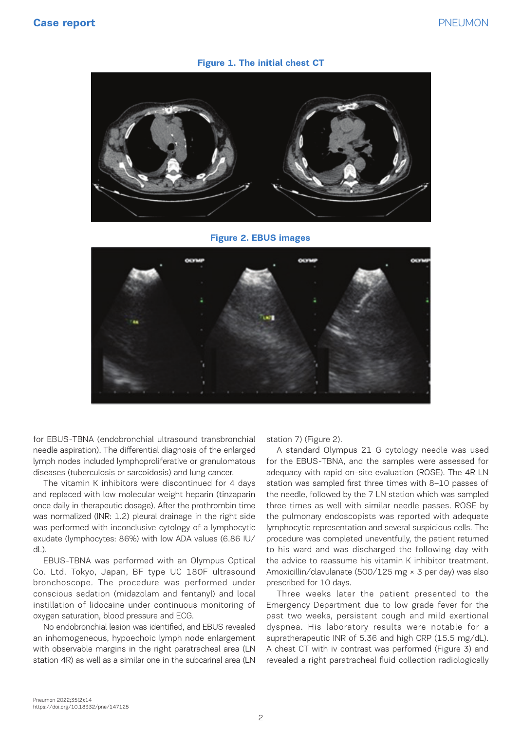Figure 1. The initial chest CT

Figure 2. EBUS images

for EBUS-TBNA (endobronchial ultrasound transbronchial needle aspiration). The differential diagnosis of the enlarged lymph nodes included lymphoproliferative or granulomatous diseases (tuberculosis or sarcoidosis) and lung cancer.

The vitamin K inhibitors were discontinued for 4 days and replaced with low molecular weight heparin (tinzaparin once daily in therapeutic dosage). After the prothrombin time was normalized (INR: 1.2) pleural drainage in the right side was performed with inconclusive cytology of a lymphocytic exudate (lymphocytes: 86%) with low ADA values (6.86 IU/dL).

EBUS-TBNA was performed with an Olympus Optical Co. Ltd. Tokyo, Japan, BF type UC 180F ultrasound bronchoscope. The procedure was performed under conscious sedation (midazolam and fentanyl) and local instillation of lidocaine under continuous monitoring of oxygen saturation, blood pressure and ECG.

No endobronchial lesion was identified, and EBUS revealed an inhomogeneous, hypoechoic lymph node enlargement with observable margins in the right paratracheal area (LN station 4R) as well as a similar one in the subcarinal area (LN station 7) (Figure 2).

A standard Olympus 21 G cytology needle was used for the EBUS-TBNA, and the samples were assessed for adequacy with rapid on-site evaluation (ROSE). The 4R LN station was sampled first three times with 8–10 passes of the needle, followed by the 7 LN station which was sampled three times as well with similar needle passes. ROSE by the pulmonary endoscopists was reported with adequate lymphocytic representation and several suspicious cells. The procedure was completed uneventfully, the patient returned to his ward and was discharged the following day with the advice to reassume his vitamin K inhibitor treatment. Amoxicillin/clavulanate (500/125 mg × 3 per day) was also prescribed for 10 days.

Three weeks later the patient presented to the Emergency Department due to low grade fever for the past two weeks, persistent cough and mild exertional dyspnea. His laboratory results were notable for a supratherapeutic INR of 5.36 and high CRP (15.5 mg/dL). A chest CT with iv contrast was performed (Figure 3) and revealed a right paratracheal fluid collection radiologically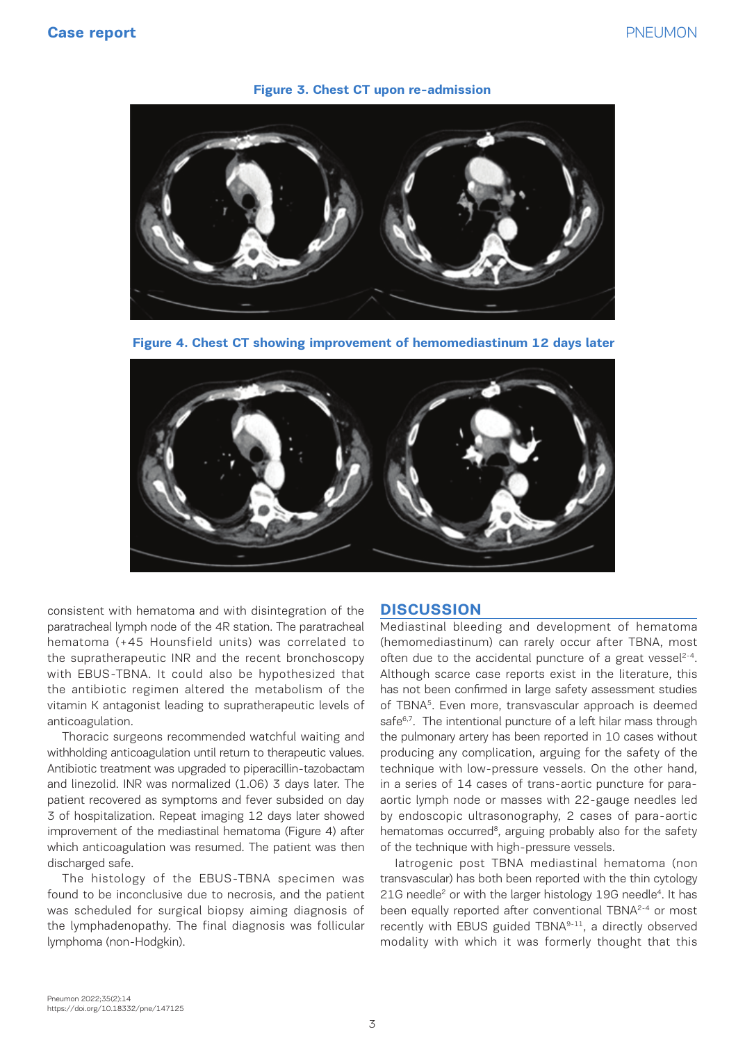**Figure 3. Chest CT upon re-admission**

**Figure 4. Chest CT showing improvement of hemomediastinum 12 days later**

consistent with hematoma and with disintegration of the paratracheal lymph node of the 4R station. The paratracheal hematoma (+45 Hounsfield units) was correlated to the supratherapeutic INR and the recent bronchoscopy with EBUS-TBNA. It could also be hypothesized that the antibiotic regimen altered the metabolism of the vitamin K antagonist leading to supratherapeutic levels of anticoagulation.

Thoracic surgeons recommended watchful waiting and withholding anticoagulation until return to therapeutic values. Antibiotic treatment was upgraded to piperacillin-tazobactam and linezolid. INR was normalized (1.06) 3 days later. The patient recovered as symptoms and fever subsided on day 3 of hospitalization. Repeat imaging 12 days later showed improvement of the mediastinal hematoma (Figure 4) after which anticoagulation was resumed. The patient was then discharged safe.

The histology of the EBUS-TBNA specimen was found to be inconclusive due to necrosis, and the patient was scheduled for surgical biopsy aiming diagnosis of the lymphadenopathy. The final diagnosis was follicular lymphoma (non-Hodgkin).

## DISCUSSION

Mediastinal bleeding and development of hematoma (hemomediastinum) can rarely occur after TBNA, most often due to the accidental puncture of a great vessel[2-4]. Although scarce case reports exist in the literature, this has not been confirmed in large safety assessment studies of TBNA[5]. Even more, transvascular approach is deemed safe[6,7]. The intentional puncture of a left hilar mass through the pulmonary artery has been reported in 10 cases without producing any complication, arguing for the safety of the technique with low-pressure vessels. On the other hand, in a series of 14 cases of trans-aortic puncture for para-aortic lymph node or masses with 22-gauge needles led by endoscopic ultrasonography, 2 cases of para-aortic hematomas occurred[8], arguing probably also for the safety of the technique with high-pressure vessels.

Iatrogenic post TBNA mediastinal hematoma (non transvascular) has both been reported with the thin cytology 21G needle[2] or with the larger histology 19G needle[4]. It has been equally reported after conventional TBNA[2-4] or most recently with EBUS guided TBNA[9-11], a directly observed modality with which it was formerly thought that this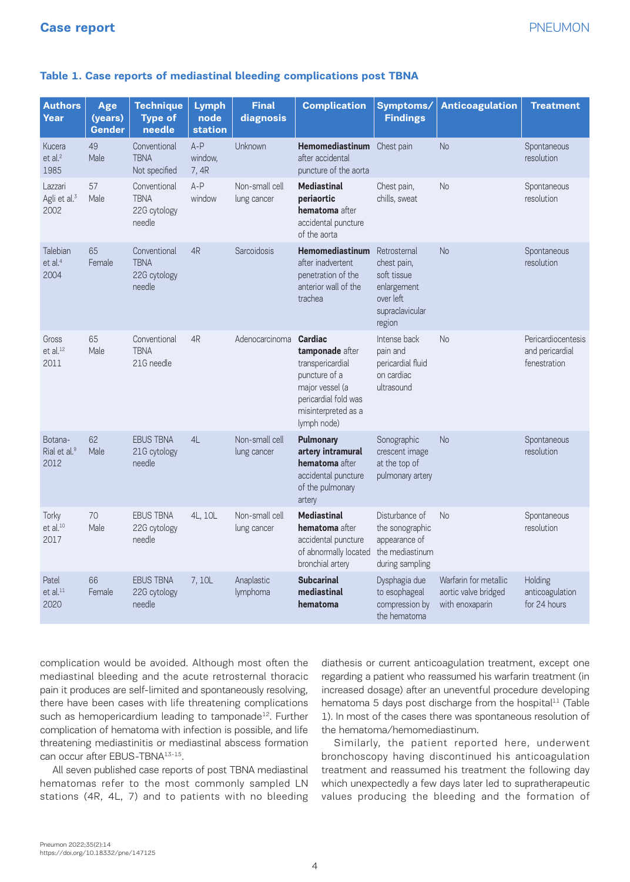**Table 1. Case reports of mediastinal bleeding complications post TBNA**

| Authors Year | Age (years) Gender | Technique Type of needle | Lymph node station | Final diagnosis | Complication | Symptoms/ Findings | Anticoagulation | Treatment |
|---|---|---|---|---|---|---|---|---|
| Kucera et al.[2] 1985 | 49 Male | Conventional TBNA Not specified | A-P window, 7, 4R | Unknown | **Hemomediastinum** after accidental puncture of the aorta | Chest pain | No | Spontaneous resolution |
| Lazzari Agli et al.[3] 2002 | 57 Male | Conventional TBNA 22G cytology needle | A-P window | Non-small cell lung cancer | **Mediastinal periaortic hematoma** after accidental puncture of the aorta | Chest pain, chills, sweat | No | Spontaneous resolution |
| Talebian et al.[4] 2004 | 65 Female | Conventional TBNA 22G cytology needle | 4R | Sarcoidosis | **Hemomediastinum** after inadvertent penetration of the anterior wall of the trachea | Retrosternal chest pain, soft tissue enlargement over left supraclavicular region | No | Spontaneous resolution |
| Gross et al.[12] 2011 | 65 Male | Conventional TBNA 21G needle | 4R | Adenocarcinoma | **Cardiac tamponade** after transpericardial puncture of a major vessel (a pericardial fold was misinterpreted as a lymph node) | Intense back pain and pericardial fluid on cardiac ultrasound | No | Pericardiocentesis and pericardial fenestration |
| Botana-Rial et al.[9] 2012 | 62 Male | EBUS TBNA 21G cytology needle | 4L | Non-small cell lung cancer | **Pulmonary artery intramural hematoma** after accidental puncture of the pulmonary artery | Sonographic crescent image at the top of pulmonary artery | No | Spontaneous resolution |
| Torky et al.[10] 2017 | 70 Male | EBUS TBNA 22G cytology needle | 4L, 10L | Non-small cell lung cancer | **Mediastinal hematoma** after accidental puncture of abnormally located bronchial artery | Disturbance of the sonographic appearance of the mediastinum during sampling | No | Spontaneous resolution |
| Patel et al.[11] 2020 | 66 Female | EBUS TBNA 22G cytology needle | 7, 10L | Anaplastic lymphoma | **Subcarinal mediastinal hematoma** | Dysphagia due to esophageal compression by the hematoma | Warfarin for metallic aortic valve bridged with enoxaparin | Holding anticoagulation for 24 hours |

complication would be avoided. Although most often the mediastinal bleeding and the acute retrosternal thoracic pain it produces are self-limited and spontaneously resolving, there have been cases with life threatening complications such as hemopericardium leading to tamponade[12]. Further complication of hematoma with infection is possible, and life threatening mediastinitis or mediastinal abscess formation can occur after EBUS-TBNA[13-15].

All seven published case reports of post TBNA mediastinal hematomas refer to the most commonly sampled LN stations (4R, 4L, 7) and to patients with no bleeding diathesis or current anticoagulation treatment, except one regarding a patient who reassumed his warfarin treatment (in increased dosage) after an uneventful procedure developing hematoma 5 days post discharge from the hospital[11] (Table 1). In most of the cases there was spontaneous resolution of the hematoma/hemomediastinum.

Similarly, the patient reported here, underwent bronchoscopy having discontinued his anticoagulation treatment and reassumed his treatment the following day which unexpectedly a few days later led to supratherapeutic values producing the bleeding and the formation of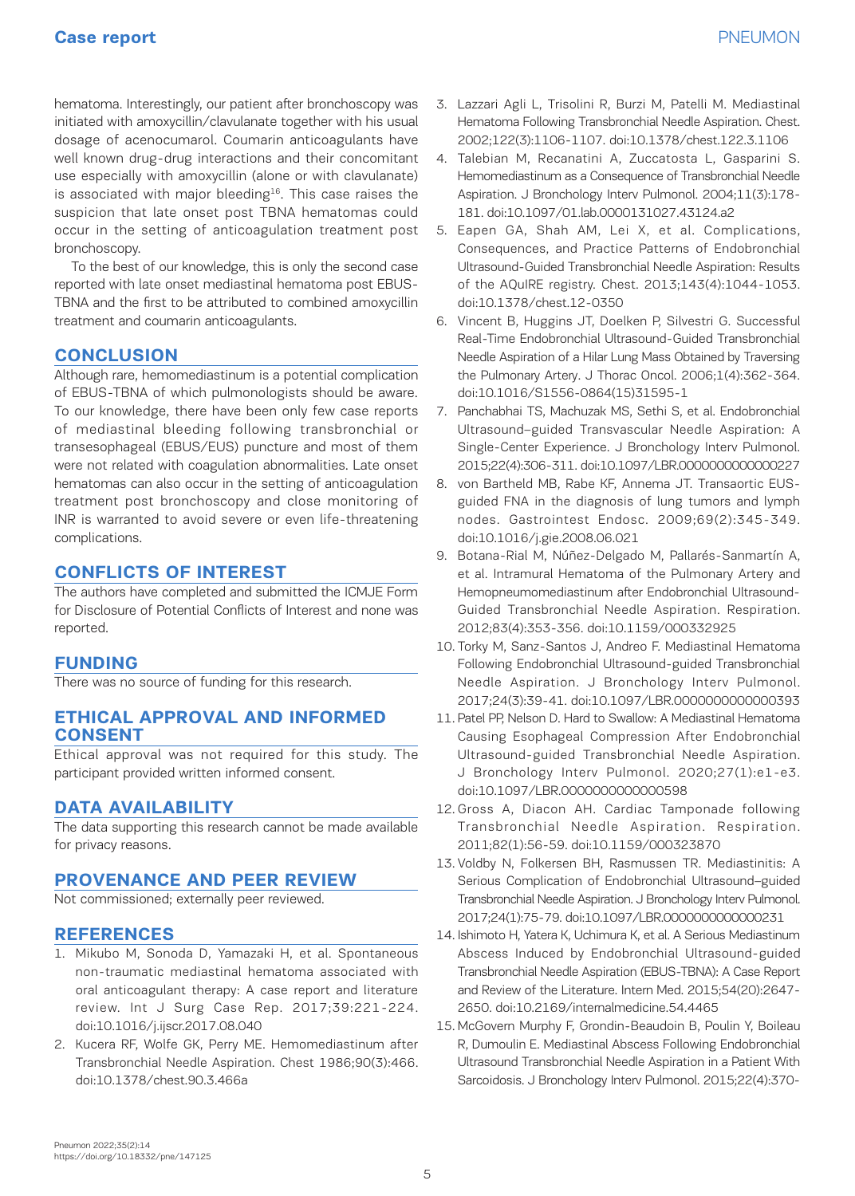hematoma. Interestingly, our patient after bronchoscopy was initiated with amoxycillin/clavulanate together with his usual dosage of acenocumarol. Coumarin anticoagulants have well known drug-drug interactions and their concomitant use especially with amoxycillin (alone or with clavulanate) is associated with major bleeding[16]. This case raises the suspicion that late onset post TBNA hematomas could occur in the setting of anticoagulation treatment post bronchoscopy.

To the best of our knowledge, this is only the second case reported with late onset mediastinal hematoma post EBUS-TBNA and the first to be attributed to combined amoxycillin treatment and coumarin anticoagulants.

## CONCLUSION

Although rare, hemomediastinum is a potential complication of EBUS-TBNA of which pulmonologists should be aware. To our knowledge, there have been only few case reports of mediastinal bleeding following transbronchial or transesophageal (EBUS/EUS) puncture and most of them were not related with coagulation abnormalities. Late onset hematomas can also occur in the setting of anticoagulation treatment post bronchoscopy and close monitoring of INR is warranted to avoid severe or even life-threatening complications.

## CONFLICTS OF INTEREST

The authors have completed and submitted the ICMJE Form for Disclosure of Potential Conflicts of Interest and none was reported.

## FUNDING

There was no source of funding for this research.

## ETHICAL APPROVAL AND INFORMED CONSENT

Ethical approval was not required for this study. The participant provided written informed consent.

## DATA AVAILABILITY

The data supporting this research cannot be made available for privacy reasons.

## PROVENANCE AND PEER REVIEW

Not commissioned; externally peer reviewed.

## REFERENCES

1. Mikubo M, Sonoda D, Yamazaki H, et al. Spontaneous non-traumatic mediastinal hematoma associated with oral anticoagulant therapy: A case report and literature review. Int J Surg Case Rep. 2017;39:221-224. doi:10.1016/j.ijscr.2017.08.040
2. Kucera RF, Wolfe GK, Perry ME. Hemomediastinum after Transbronchial Needle Aspiration. Chest 1986;90(3):466. doi:10.1378/chest.90.3.466a
3. Lazzari Agli L, Trisolini R, Burzi M, Patelli M. Mediastinal Hematoma Following Transbronchial Needle Aspiration. Chest. 2002;122(3):1106-1107. doi:10.1378/chest.122.3.1106
4. Talebian M, Recanatini A, Zuccatosta L, Gasparini S. Hemomediastinum as a Consequence of Transbronchial Needle Aspiration. J Bronchology Interv Pulmonol. 2004;11(3):178-181. doi:10.1097/01.lab.0000131027.43124.a2
5. Eapen GA, Shah AM, Lei X, et al. Complications, Consequences, and Practice Patterns of Endobronchial Ultrasound-Guided Transbronchial Needle Aspiration: Results of the AQuIRE registry. Chest. 2013;143(4):1044-1053. doi:10.1378/chest.12-0350
6. Vincent B, Huggins JT, Doelken P, Silvestri G. Successful Real-Time Endobronchial Ultrasound-Guided Transbronchial Needle Aspiration of a Hilar Lung Mass Obtained by Traversing the Pulmonary Artery. J Thorac Oncol. 2006;1(4):362-364. doi:10.1016/S1556-0864(15)31595-1
7. Panchabhai TS, Machuzak MS, Sethi S, et al. Endobronchial Ultrasound–guided Transvascular Needle Aspiration: A Single-Center Experience. J Bronchology Interv Pulmonol. 2015;22(4):306-311. doi:10.1097/LBR.0000000000000227
8. von Bartheld MB, Rabe KF, Annema JT. Transaortic EUS-guided FNA in the diagnosis of lung tumors and lymph nodes. Gastrointest Endosc. 2009;69(2):345-349. doi:10.1016/j.gie.2008.06.021
9. Botana-Rial M, Núñez-Delgado M, Pallarés-Sanmartín A, et al. Intramural Hematoma of the Pulmonary Artery and Hemopneumomediastinum after Endobronchial Ultrasound-Guided Transbronchial Needle Aspiration. Respiration. 2012;83(4):353-356. doi:10.1159/000332925
10. Torky M, Sanz-Santos J, Andreo F. Mediastinal Hematoma Following Endobronchial Ultrasound-guided Transbronchial Needle Aspiration. J Bronchology Interv Pulmonol. 2017;24(3):39-41. doi:10.1097/LBR.0000000000000393
11. Patel PP, Nelson D. Hard to Swallow: A Mediastinal Hematoma Causing Esophageal Compression After Endobronchial Ultrasound-guided Transbronchial Needle Aspiration. J Bronchology Interv Pulmonol. 2020;27(1):e1-e3. doi:10.1097/LBR.0000000000000598
12. Gross A, Diacon AH. Cardiac Tamponade following Transbronchial Needle Aspiration. Respiration. 2011;82(1):56-59. doi:10.1159/000323870
13. Voldby N, Folkersen BH, Rasmussen TR. Mediastinitis: A Serious Complication of Endobronchial Ultrasound–guided Transbronchial Needle Aspiration. J Bronchology Interv Pulmonol. 2017;24(1):75-79. doi:10.1097/LBR.0000000000000231
14. Ishimoto H, Yatera K, Uchimura K, et al. A Serious Mediastinum Abscess Induced by Endobronchial Ultrasound-guided Transbronchial Needle Aspiration (EBUS-TBNA): A Case Report and Review of the Literature. Intern Med. 2015;54(20):2647-2650. doi:10.2169/internalmedicine.54.4465
15. McGovern Murphy F, Grondin-Beaudoin B, Poulin Y, Boileau R, Dumoulin E. Mediastinal Abscess Following Endobronchial Ultrasound Transbronchial Needle Aspiration in a Patient With Sarcoidosis. J Bronchology Interv Pulmonol. 2015;22(4):370-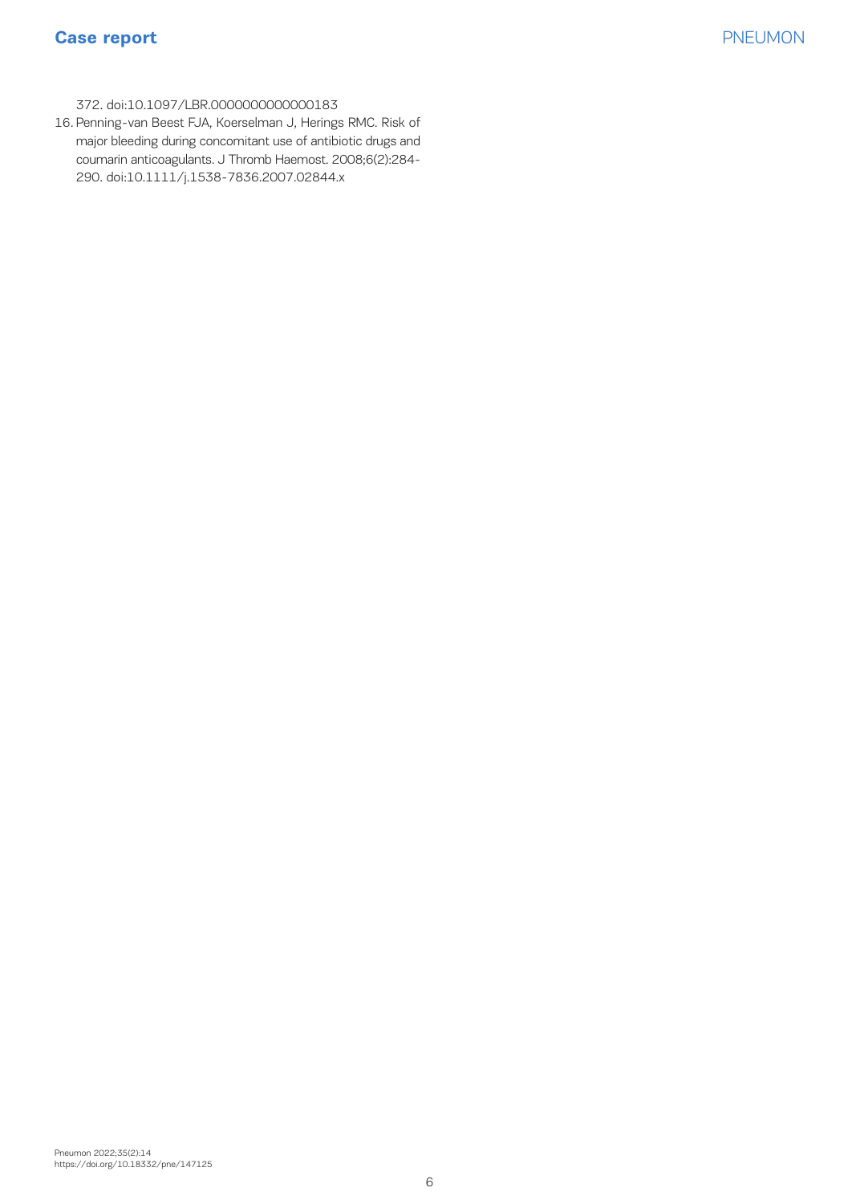372. doi:10.1097/LBR.0000000000000183

16. Penning-van Beest FJA, Koerselman J, Herings RMC. Risk of major bleeding during concomitant use of antibiotic drugs and coumarin anticoagulants. J Thromb Haemost. 2008;6(2):284-290. doi:10.1111/j.1538-7836.2007.02844.x